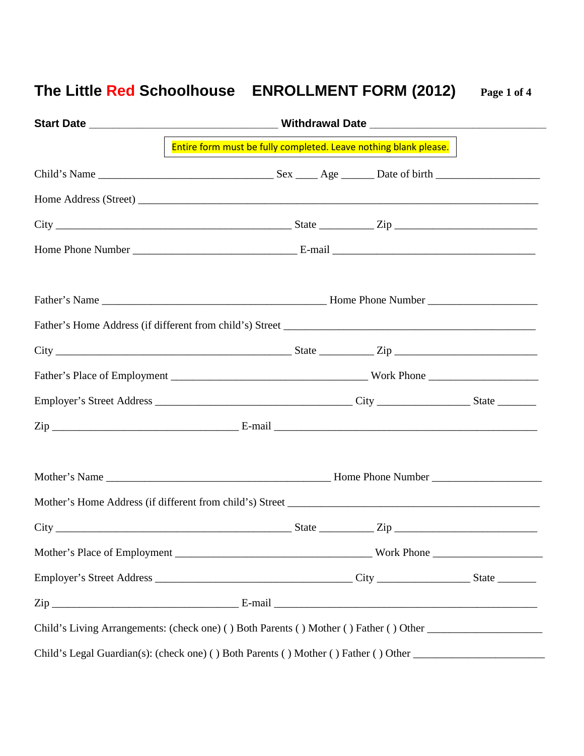# The Little Red Schoolhouse ENROLLMENT FORM (2012)

**Start Date** ________________________________ **Withdrawal Date** ______________________________

Entire form must be fully completed. Leave nothing blank please.

Child's Name ______________________________ Sex ____ Age ______ Date of birth __________________

Home Address (Street) ______________________________________________________________________

City ________________________________________ State _________ Zip ________________________

Home Phone Number ____________________________ E-mail __________________________________

Father's Name ______________________________________ Home Phone Number __________________

Father's Home Address (if different from child's) Street ____________________________________________

City ________________________________________ State _________ Zip ________________________

Father's Place of Employment _________________________________ Work Phone __________________

Employer's Street Address __________________________________ City _______________ State ______

Zip ________________________________ E-mail _____________________________________________

Mother's Name ______________________________________ Home Phone Number __________________

Mother's Home Address (if different from child's) Street ____________________________________________

City ________________________________________ State _________ Zip ________________________

Mother's Place of Employment _________________________________ Work Phone __________________

Employer's Street Address __________________________________ City _______________ State ______

Zip ________________________________ E-mail _____________________________________________

Child's Living Arrangements: (check one) ( ) Both Parents ( ) Mother ( ) Father ( ) Other ___________________

Child's Legal Guardian(s): (check one) ( ) Both Parents ( ) Mother ( ) Father ( ) Other ______________________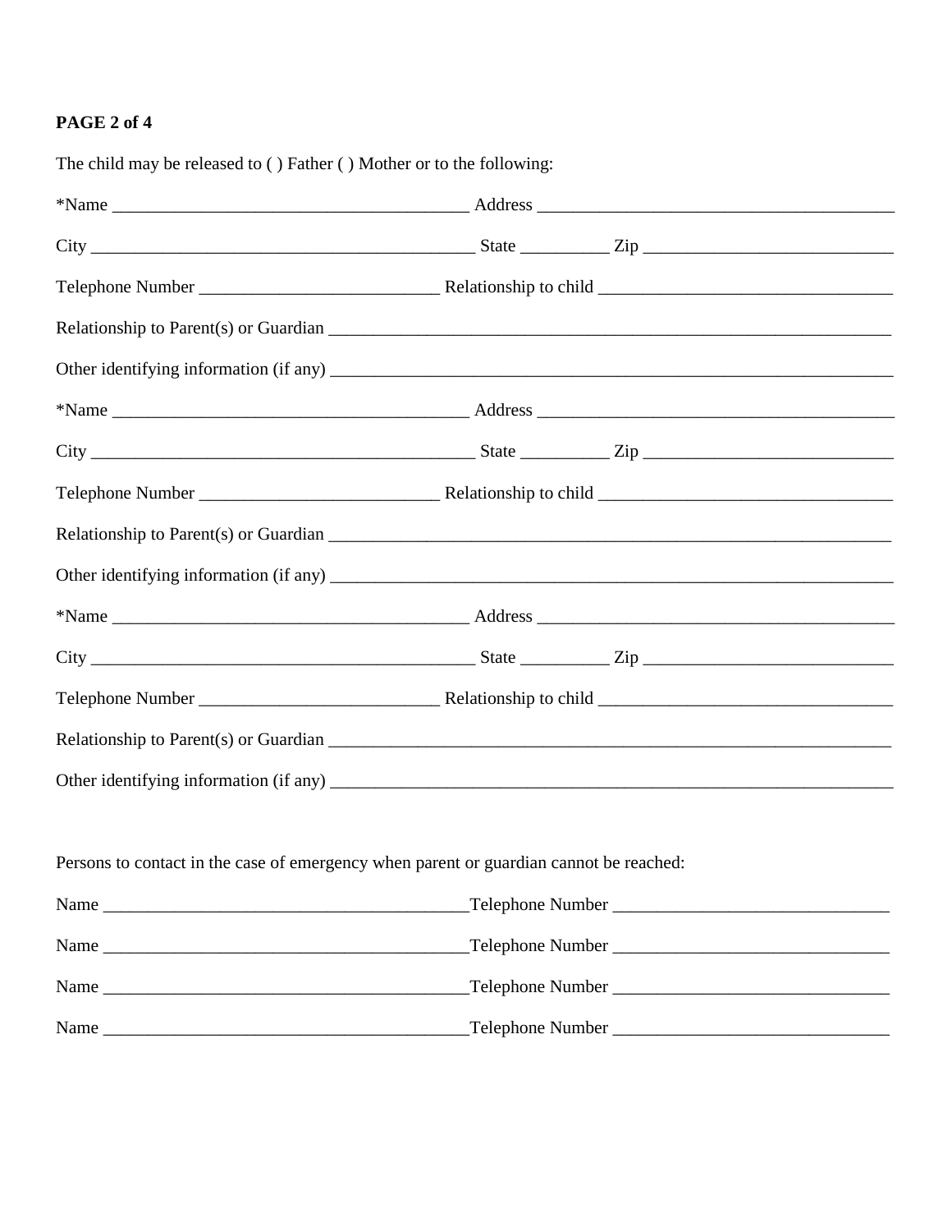**PAGE 2 of 4**

The child may be released to ( ) Father ( ) Mother or to the following:

*Name ________________________________________ Address ________________________________________

City ___________________________________________ State __________ Zip ____________________________

Telephone Number ___________________________ Relationship to child _________________________________

Relationship to Parent(s) or Guardian ________________________________________________________________

Other identifying information (if any) ________________________________________________________________

*Name ________________________________________ Address ________________________________________

City ___________________________________________ State __________ Zip ____________________________

Telephone Number ___________________________ Relationship to child _________________________________

Relationship to Parent(s) or Guardian ________________________________________________________________

Other identifying information (if any) ________________________________________________________________

*Name ________________________________________ Address ________________________________________

City ___________________________________________ State __________ Zip ____________________________

Telephone Number ___________________________ Relationship to child _________________________________

Relationship to Parent(s) or Guardian ________________________________________________________________

Other identifying information (if any) ________________________________________________________________

Persons to contact in the case of emergency when parent or guardian cannot be reached:

Name _________________________________________Telephone Number _______________________________

Name _________________________________________Telephone Number _______________________________

Name _________________________________________Telephone Number _______________________________

Name _________________________________________Telephone Number _______________________________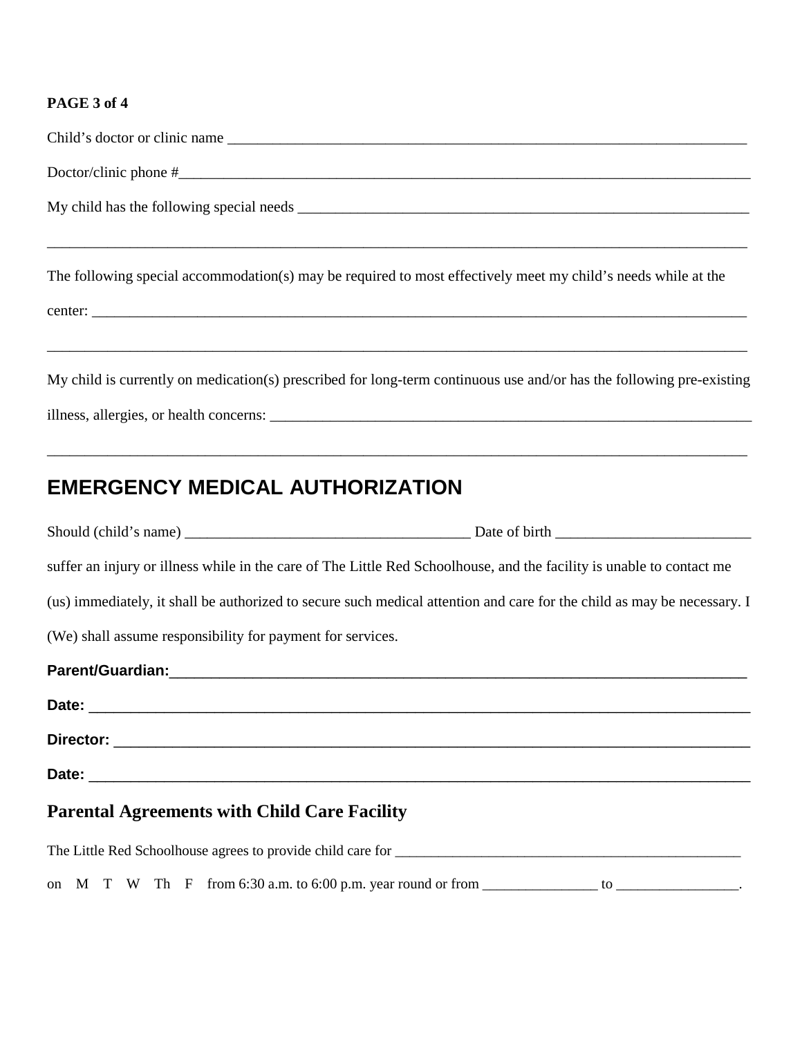**PAGE 3 of 4**

Child's doctor or clinic name ___________________________________________________________________

Doctor/clinic phone #_____________________________________________________________________________

My child has the following special needs ______________________________________________________

_______________________________________________________________________________________________

The following special accommodation(s) may be required to most effectively meet my child's needs while at the

center: _______________________________________________________________________________________

_______________________________________________________________________________________________

My child is currently on medication(s) prescribed for long-term continuous use and/or has the following pre-existing

illness, allergies, or health concerns: _________________________________________________________

_______________________________________________________________________________________________

## EMERGENCY MEDICAL AUTHORIZATION

Should (child's name) ____________________________________ Date of birth _________________________

suffer an injury or illness while in the care of The Little Red Schoolhouse, and the facility is unable to contact me (us) immediately, it shall be authorized to secure such medical attention and care for the child as may be necessary. I (We) shall assume responsibility for payment for services.

**Parent/Guardian:**_____________________________________________________________________________

**Date:** _______________________________________________________________________________________

**Director:** ___________________________________________________________________________________

**Date:** _______________________________________________________________________________________

### Parental Agreements with Child Care Facility

The Little Red Schoolhouse agrees to provide child care for _______________________________________________

on M T W Th F from 6:30 a.m. to 6:00 p.m. year round or from _______________ to ________________.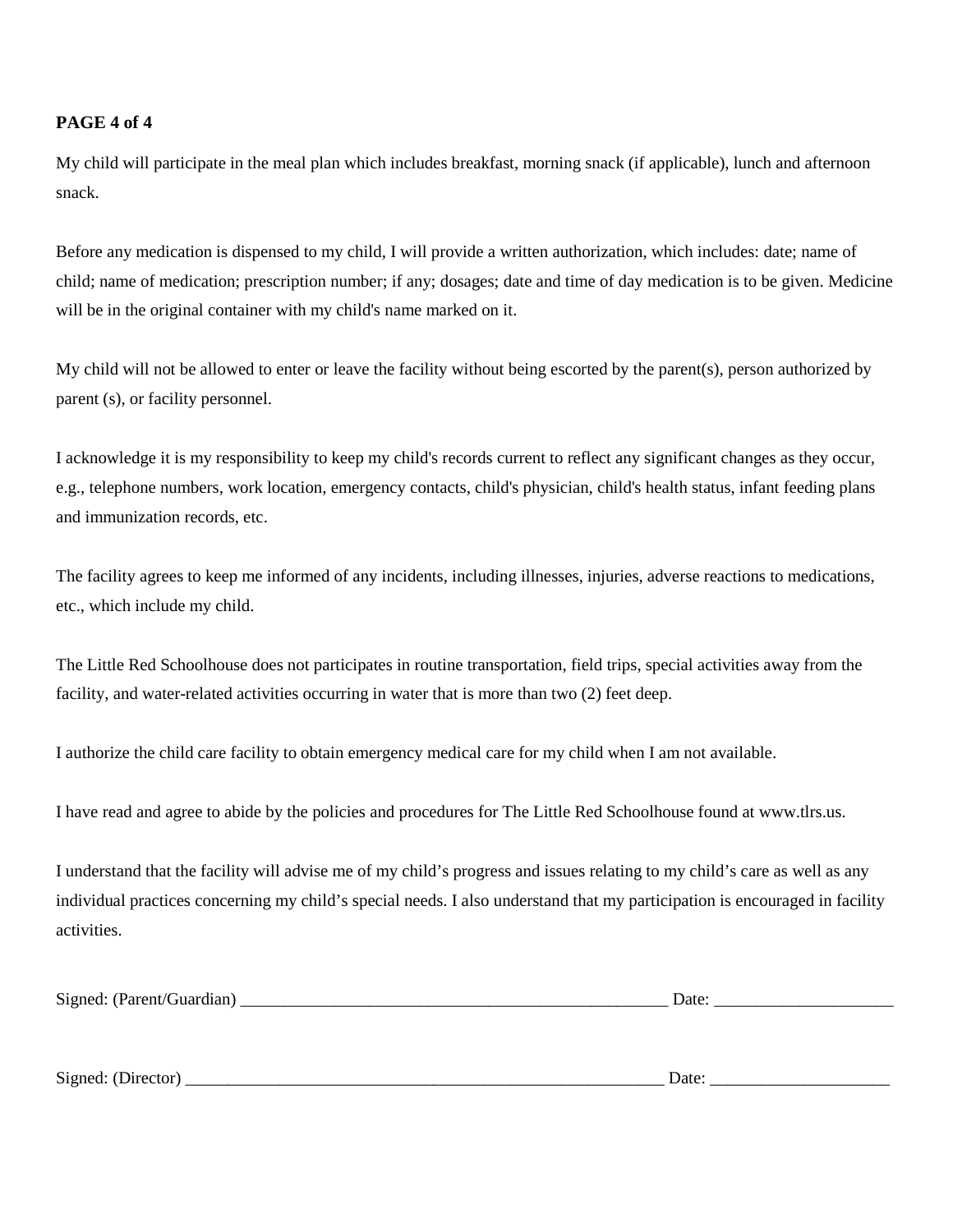My child will participate in the meal plan which includes breakfast, morning snack (if applicable), lunch and afternoon snack.

Before any medication is dispensed to my child, I will provide a written authorization, which includes: date; name of child; name of medication; prescription number; if any; dosages; date and time of day medication is to be given. Medicine will be in the original container with my child's name marked on it.

My child will not be allowed to enter or leave the facility without being escorted by the parent(s), person authorized by parent (s), or facility personnel.

I acknowledge it is my responsibility to keep my child's records current to reflect any significant changes as they occur, e.g., telephone numbers, work location, emergency contacts, child's physician, child's health status, infant feeding plans and immunization records, etc.

The facility agrees to keep me informed of any incidents, including illnesses, injuries, adverse reactions to medications, etc., which include my child.

The Little Red Schoolhouse does not participates in routine transportation, field trips, special activities away from the facility, and water-related activities occurring in water that is more than two (2) feet deep.

I authorize the child care facility to obtain emergency medical care for my child when I am not available.

I have read and agree to abide by the policies and procedures for The Little Red Schoolhouse found at www.tlrs.us.

I understand that the facility will advise me of my child's progress and issues relating to my child's care as well as any individual practices concerning my child's special needs. I also understand that my participation is encouraged in facility activities.

Signed: (Parent/Guardian) ____________________________________________________ Date: _____________________

Signed: (Director) ___________________________________________________________ Date: _____________________